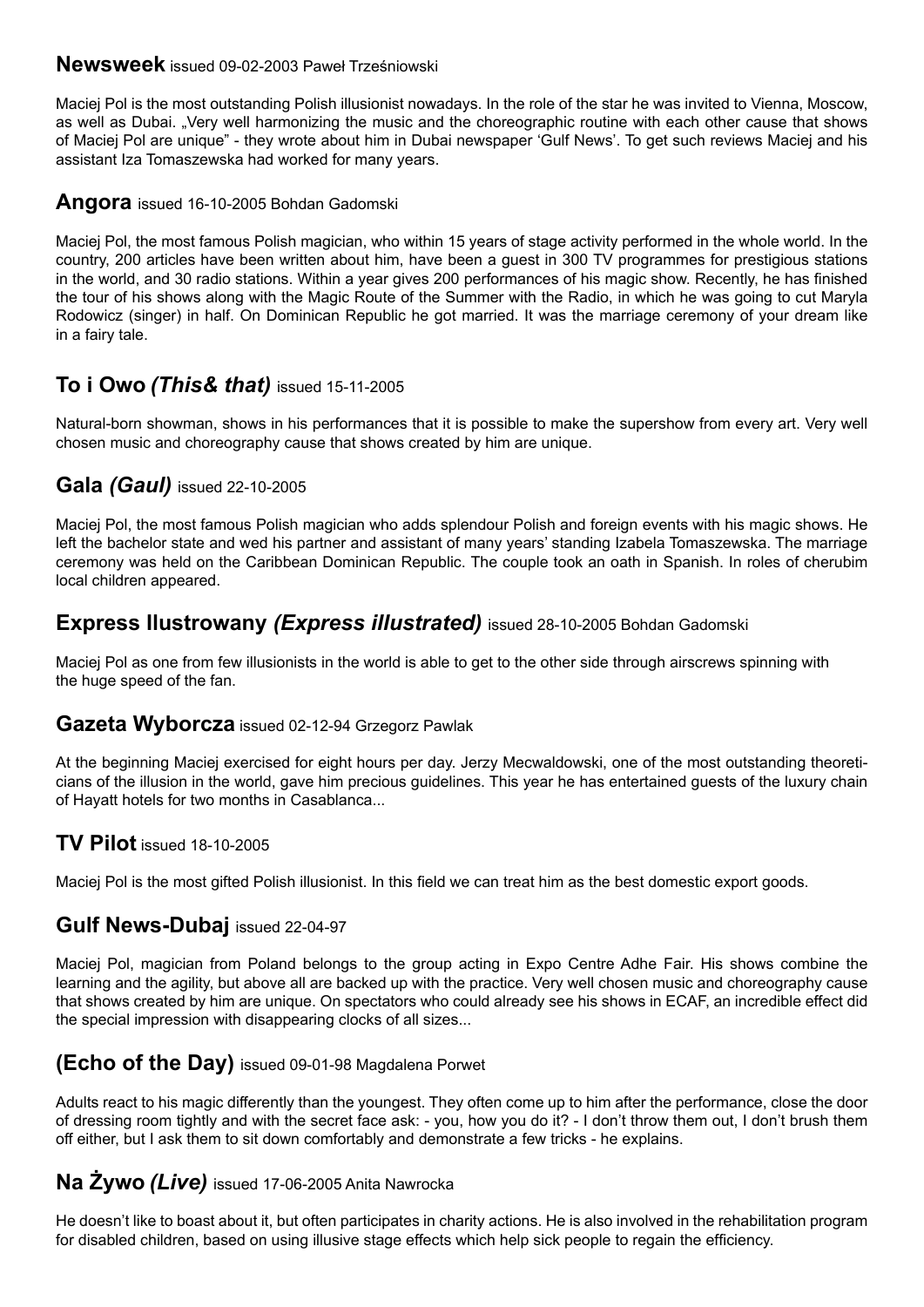## **Newsweek** issued 09-02-2003 Paweł Trześniowski

Maciej Pol is the most outstanding Polish illusionist nowadays. In the role of the star he was invited to Vienna, Moscow, as well as Dubai. „Very well harmonizing the music and the choreographic routine with each other cause that shows of Maciej Pol are unique" - they wrote about him in Dubai newspaper 'Gulf News'. To get such reviews Maciej and his assistant Iza Tomaszewska had worked for many years.

## **Angora** issued 16-10-2005 Bohdan Gadomski

Maciej Pol, the most famous Polish magician, who within 15 years of stage activity performed in the whole world. In the country, 200 articles have been written about him, have been a guest in 300 TV programmes for prestigious stations in the world, and 30 radio stations. Within a year gives 200 performances of his magic show. Recently, he has finished the tour of his shows along with the Magic Route of the Summer with the Radio, in which he was going to cut Maryla Rodowicz (singer) in half. On Dominican Republic he got married. It was the marriage ceremony of your dream like in a fairy tale.

## **To i Owo *(This& that)*** issued 15-11-2005

Natural-born showman, shows in his performances that it is possible to make the supershow from every art. Very well chosen music and choreography cause that shows created by him are unique.

## **Gala *(Gaul)*** issued 22-10-2005

Maciej Pol, the most famous Polish magician who adds splendour Polish and foreign events with his magic shows. He left the bachelor state and wed his partner and assistant of many years' standing Izabela Tomaszewska. The marriage ceremony was held on the Caribbean Dominican Republic. The couple took an oath in Spanish. In roles of cherubim local children appeared.

## **Express Ilustrowany *(Express illustrated)*** issued 28-10-2005 Bohdan Gadomski

Maciej Pol as one from few illusionists in the world is able to get to the other side through airscrews spinning with the huge speed of the fan.

## **Gazeta Wyborcza** issued 02-12-94 Grzegorz Pawlak

At the beginning Maciej exercised for eight hours per day. Jerzy Mecwaldowski, one of the most outstanding theoreticians of the illusion in the world, gave him precious guidelines. This year he has entertained guests of the luxury chain of Hayatt hotels for two months in Casablanca...

## **TV Pilot** issued 18-10-2005

Maciej Pol is the most gifted Polish illusionist. In this field we can treat him as the best domestic export goods.

## **Gulf News-Dubaj** issued 22-04-97

Maciej Pol, magician from Poland belongs to the group acting in Expo Centre Adhe Fair. His shows combine the learning and the agility, but above all are backed up with the practice. Very well chosen music and choreography cause that shows created by him are unique. On spectators who could already see his shows in ECAF, an incredible effect did the special impression with disappearing clocks of all sizes...

## **(Echo of the Day)** issued 09-01-98 Magdalena Porwet

Adults react to his magic differently than the youngest. They often come up to him after the performance, close the door of dressing room tightly and with the secret face ask: - you, how you do it? - I don't throw them out, I don't brush them off either, but I ask them to sit down comfortably and demonstrate a few tricks - he explains.

## **Na Żywo *(Live)*** issued 17-06-2005 Anita Nawrocka

He doesn't like to boast about it, but often participates in charity actions. He is also involved in the rehabilitation program for disabled children, based on using illusive stage effects which help sick people to regain the efficiency.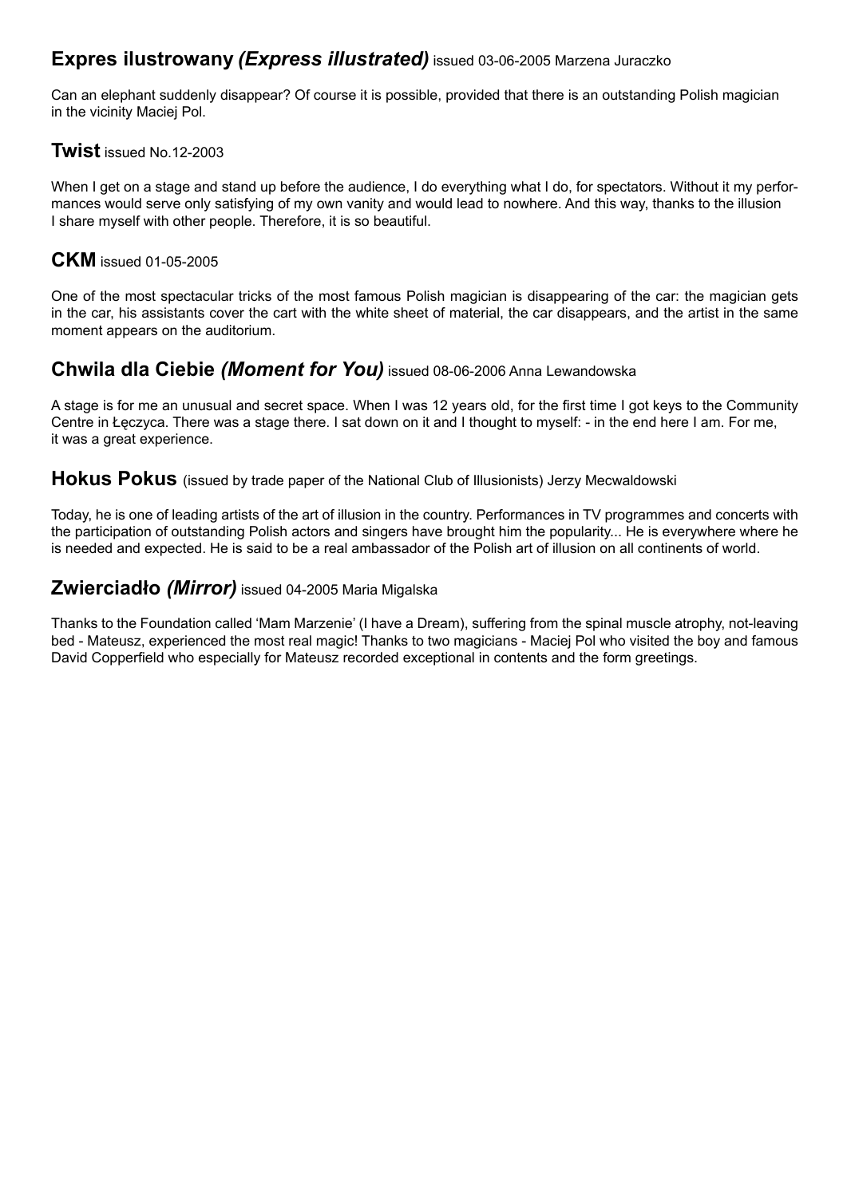## **Expres ilustrowany** ***(Express illustrated)*** issued 03-06-2005 Marzena Juraczko

Can an elephant suddenly disappear? Of course it is possible, provided that there is an outstanding Polish magician in the vicinity Maciej Pol.

## **Twist** issued No.12-2003

When I get on a stage and stand up before the audience, I do everything what I do, for spectators. Without it my performances would serve only satisfying of my own vanity and would lead to nowhere. And this way, thanks to the illusion I share myself with other people. Therefore, it is so beautiful.

## **CKM** issued 01-05-2005

One of the most spectacular tricks of the most famous Polish magician is disappearing of the car: the magician gets in the car, his assistants cover the cart with the white sheet of material, the car disappears, and the artist in the same moment appears on the auditorium.

## **Chwila dla Ciebie** ***(Moment for You)*** issued 08-06-2006 Anna Lewandowska

A stage is for me an unusual and secret space. When I was 12 years old, for the first time I got keys to the Community Centre in Łęczyca. There was a stage there. I sat down on it and I thought to myself: - in the end here I am. For me, it was a great experience.

## **Hokus Pokus** (issued by trade paper of the National Club of Illusionists) Jerzy Mecwaldowski

Today, he is one of leading artists of the art of illusion in the country. Performances in TV programmes and concerts with the participation of outstanding Polish actors and singers have brought him the popularity... He is everywhere where he is needed and expected. He is said to be a real ambassador of the Polish art of illusion on all continents of world.

## **Zwierciadło** ***(Mirror)*** issued 04-2005 Maria Migalska

Thanks to the Foundation called 'Mam Marzenie' (I have a Dream), suffering from the spinal muscle atrophy, not-leaving bed - Mateusz, experienced the most real magic! Thanks to two magicians - Maciej Pol who visited the boy and famous David Copperfield who especially for Mateusz recorded exceptional in contents and the form greetings.